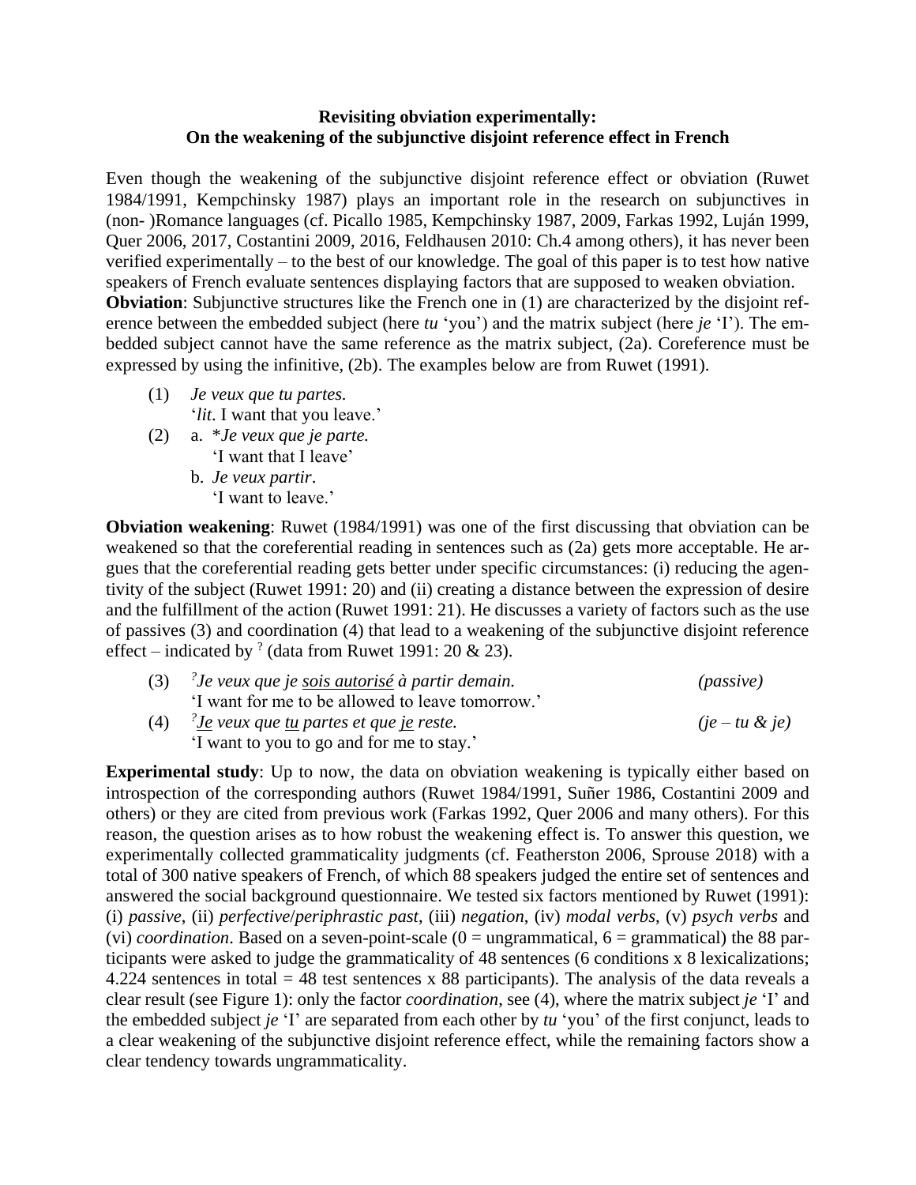**Revisiting obviation experimentally:**
**On the weakening of the subjunctive disjoint reference effect in French**

Even though the weakening of the subjunctive disjoint reference effect or obviation (Ruwet 1984/1991, Kempchinsky 1987) plays an important role in the research on subjunctives in (non- )Romance languages (cf. Picallo 1985, Kempchinsky 1987, 2009, Farkas 1992, Luján 1999, Quer 2006, 2017, Costantini 2009, 2016, Feldhausen 2010: Ch.4 among others), it has never been verified experimentally – to the best of our knowledge. The goal of this paper is to test how native speakers of French evaluate sentences displaying factors that are supposed to weaken obviation.

**Obviation**: Subjunctive structures like the French one in (1) are characterized by the disjoint reference between the embedded subject (here *tu* 'you') and the matrix subject (here *je* 'I'). The embedded subject cannot have the same reference as the matrix subject, (2a). Coreference must be expressed by using the infinitive, (2b). The examples below are from Ruwet (1991).

(1) *Je veux que tu partes.*
 '*lit*. I want that you leave.'

(2) a. \**Je veux que je parte.*
 'I want that I leave'
 b. *Je veux partir*.
 'I want to leave.'

**Obviation weakening**: Ruwet (1984/1991) was one of the first discussing that obviation can be weakened so that the coreferential reading in sentences such as (2a) gets more acceptable. He argues that the coreferential reading gets better under specific circumstances: (i) reducing the agentivity of the subject (Ruwet 1991: 20) and (ii) creating a distance between the expression of desire and the fulfillment of the action (Ruwet 1991: 21). He discusses a variety of factors such as the use of passives (3) and coordination (4) that lead to a weakening of the subjunctive disjoint reference effect – indicated by ? (data from Ruwet 1991: 20 & 23).

(3) ?*Je veux que je <u>sois autorisé</u> à partir demain.* *(passive)*
 'I want for me to be allowed to leave tomorrow.'

(4) ?*<u>Je</u> veux que <u>tu</u> partes et que <u>je</u> reste.* *(je – tu & je)*
 'I want to you to go and for me to stay.'

**Experimental study**: Up to now, the data on obviation weakening is typically either based on introspection of the corresponding authors (Ruwet 1984/1991, Suñer 1986, Costantini 2009 and others) or they are cited from previous work (Farkas 1992, Quer 2006 and many others). For this reason, the question arises as to how robust the weakening effect is. To answer this question, we experimentally collected grammaticality judgments (cf. Featherston 2006, Sprouse 2018) with a total of 300 native speakers of French, of which 88 speakers judged the entire set of sentences and answered the social background questionnaire. We tested six factors mentioned by Ruwet (1991): (i) *passive*, (ii) *perfective*/*periphrastic past*, (iii) *negation*, (iv) *modal verbs*, (v) *psych verbs* and (vi) *coordination*. Based on a seven-point-scale (0 = ungrammatical, 6 = grammatical) the 88 participants were asked to judge the grammaticality of 48 sentences (6 conditions x 8 lexicalizations; 4.224 sentences in total = 48 test sentences x 88 participants). The analysis of the data reveals a clear result (see Figure 1): only the factor *coordination*, see (4), where the matrix subject *je* 'I' and the embedded subject *je* 'I' are separated from each other by *tu* 'you' of the first conjunct, leads to a clear weakening of the subjunctive disjoint reference effect, while the remaining factors show a clear tendency towards ungrammaticality.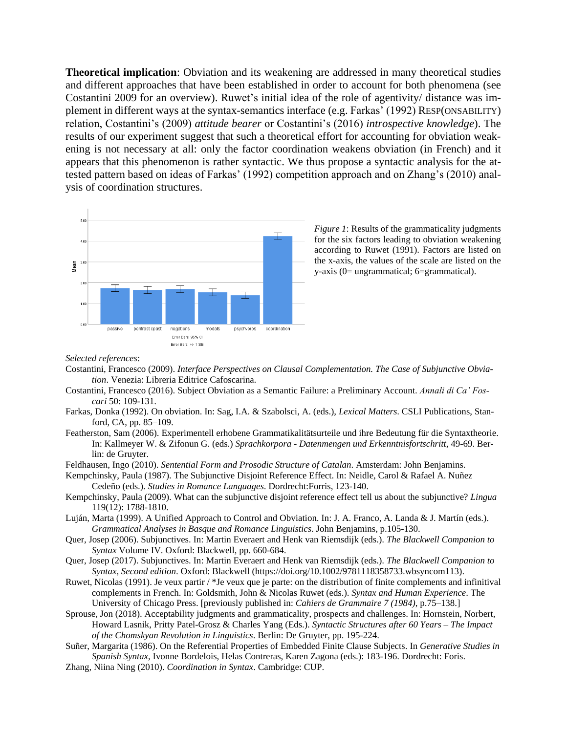**Theoretical implication**: Obviation and its weakening are addressed in many theoretical studies and different approaches that have been established in order to account for both phenomena (see Costantini 2009 for an overview). Ruwet's initial idea of the role of agentivity/ distance was implement in different ways at the syntax-semantics interface (e.g. Farkas' (1992) RESP(ONSABILITY) relation, Costantini's (2009) *attitude bearer* or Costantini's (2016) *introspective knowledge*). The results of our experiment suggest that such a theoretical effort for accounting for obviation weakening is not necessary at all: only the factor coordination weakens obviation (in French) and it appears that this phenomenon is rather syntactic. We thus propose a syntactic analysis for the attested pattern based on ideas of Farkas' (1992) competition approach and on Zhang's (2010) analysis of coordination structures.

Mean

5.00
4.00
3.00
2.00
1.00
0.00

passive
periphrasticpast
negations
modals
psychverbs
coordination

Error Bars: 95% CI
Error Bars: +/- 1 SE

*Figure 1*: Results of the grammaticality judgments for the six factors leading to obviation weakening according to Ruwet (1991). Factors are listed on the x-axis, the values of the scale are listed on the y-axis (0= ungrammatical; 6=grammatical).

*Selected references*:

Costantini, Francesco (2009). *Interface Perspectives on Clausal Complementation. The Case of Subjunctive Obviation*. Venezia: Libreria Editrice Cafoscarina.

Costantini, Francesco (2016). Subject Obviation as a Semantic Failure: a Preliminary Account. *Annali di Ca' Foscari* 50: 109-131.

Farkas, Donka (1992). On obviation. In: Sag, I.A. & Szabolsci, A. (eds.), *Lexical Matters*. CSLI Publications, Stanford, CA, pp. 85–109.

Featherston, Sam (2006). Experimentell erhobene Grammatikalitätsurteile und ihre Bedeutung für die Syntaxtheorie. In: Kallmeyer W. & Zifonun G. (eds.) *Sprachkorpora - Datenmengen und Erkenntnisfortschritt*, 49-69. Berlin: de Gruyter.

Feldhausen, Ingo (2010). *Sentential Form and Prosodic Structure of Catalan*. Amsterdam: John Benjamins.

Kempchinsky, Paula (1987). The Subjunctive Disjoint Reference Effect. In: Neidle, Carol & Rafael A. Nuñez Cedeño (eds.). *Studies in Romance Languages*. Dordrecht:Forris, 123-140.

Kempchinsky, Paula (2009). What can the subjunctive disjoint reference effect tell us about the subjunctive? *Lingua* 119(12): 1788-1810.

Luján, Marta (1999). A Unified Approach to Control and Obviation. In: J. A. Franco, A. Landa & J. Martín (eds.). *Grammatical Analyses in Basque and Romance Linguistics*. John Benjamins, p.105-130.

Quer, Josep (2006). Subjunctives. In: Martin Everaert and Henk van Riemsdijk (eds.). *The Blackwell Companion to Syntax* Volume IV. Oxford: Blackwell, pp. 660-684.

Quer, Josep (2017). Subjunctives. In: Martin Everaert and Henk van Riemsdijk (eds.). *The Blackwell Companion to Syntax, Second edition*. Oxford: Blackwell (https://doi.org/10.1002/9781118358733.wbsyncom113).

Ruwet, Nicolas (1991). Je veux partir / *Je veux que je parte: on the distribution of finite complements and infinitival complements in French. In: Goldsmith, John & Nicolas Ruwet (eds.). *Syntax and Human Experience*. The University of Chicago Press. [previously published in: *Cahiers de Grammaire 7 (1984)*, p.75–138.]

Sprouse, Jon (2018). Acceptability judgments and grammaticality, prospects and challenges. In: Hornstein, Norbert, Howard Lasnik, Pritty Patel-Grosz & Charles Yang (Eds.). *Syntactic Structures after 60 Years – The Impact of the Chomskyan Revolution in Linguistics*. Berlin: De Gruyter, pp. 195-224.

Suñer, Margarita (1986). On the Referential Properties of Embedded Finite Clause Subjects. In *Generative Studies in Spanish Syntax*, Ivonne Bordelois, Helas Contreras, Karen Zagona (eds.): 183-196. Dordrecht: Foris.

Zhang, Niina Ning (2010). *Coordination in Syntax*. Cambridge: CUP.